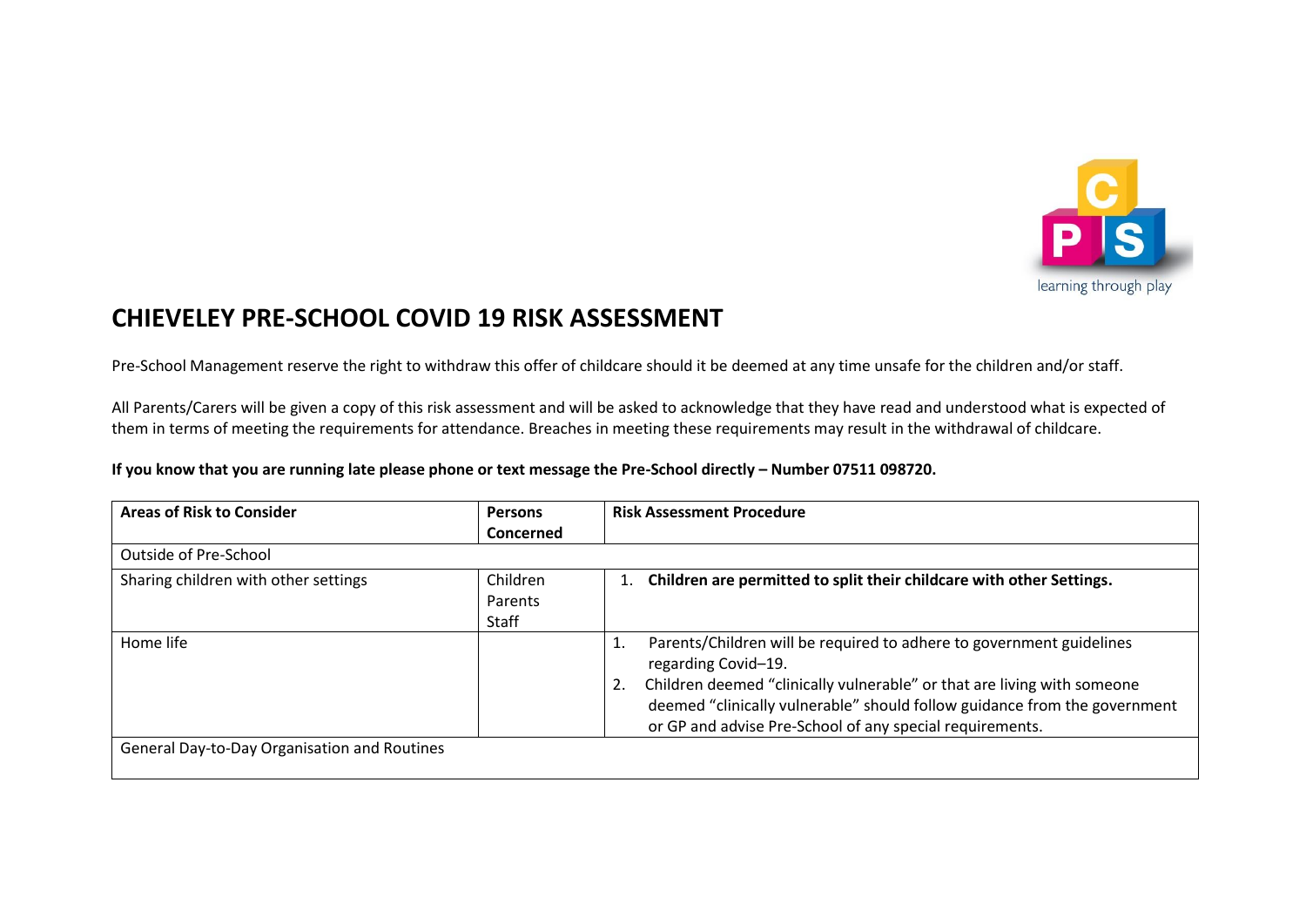# CHIEVELEY PRE-SCHOOL COVID 19 RISK ASSESSMENT

Pre-School Management reserve the right to withdraw this offer of childcare should it be deemed at any time unsafe for the children and/or staff.

All Parents/Carers will be given a copy of this risk assessment and will be asked to acknowledge that they have read and understood what is expected of them in terms of meeting the requirements for attendance. Breaches in meeting these requirements may result in the withdrawal of childcare.

**If you know that you are running late please phone or text message the Pre-School directly – Number 07511 098720.**

| **Areas of Risk to Consider** | **Persons Concerned** | **Risk Assessment Procedure** |
|---|---|---|
| Outside of Pre-School | | |
| Sharing children with other settings | Children<br>Parents<br>Staff | 1. **Children are permitted to split their childcare with other Settings.** |
| Home life | | 1. Parents/Children will be required to adhere to government guidelines regarding Covid–19.<br>2. Children deemed "clinically vulnerable" or that are living with someone deemed "clinically vulnerable" should follow guidance from the government or GP and advise Pre-School of any special requirements. |
| General Day-to-Day Organisation and Routines | | |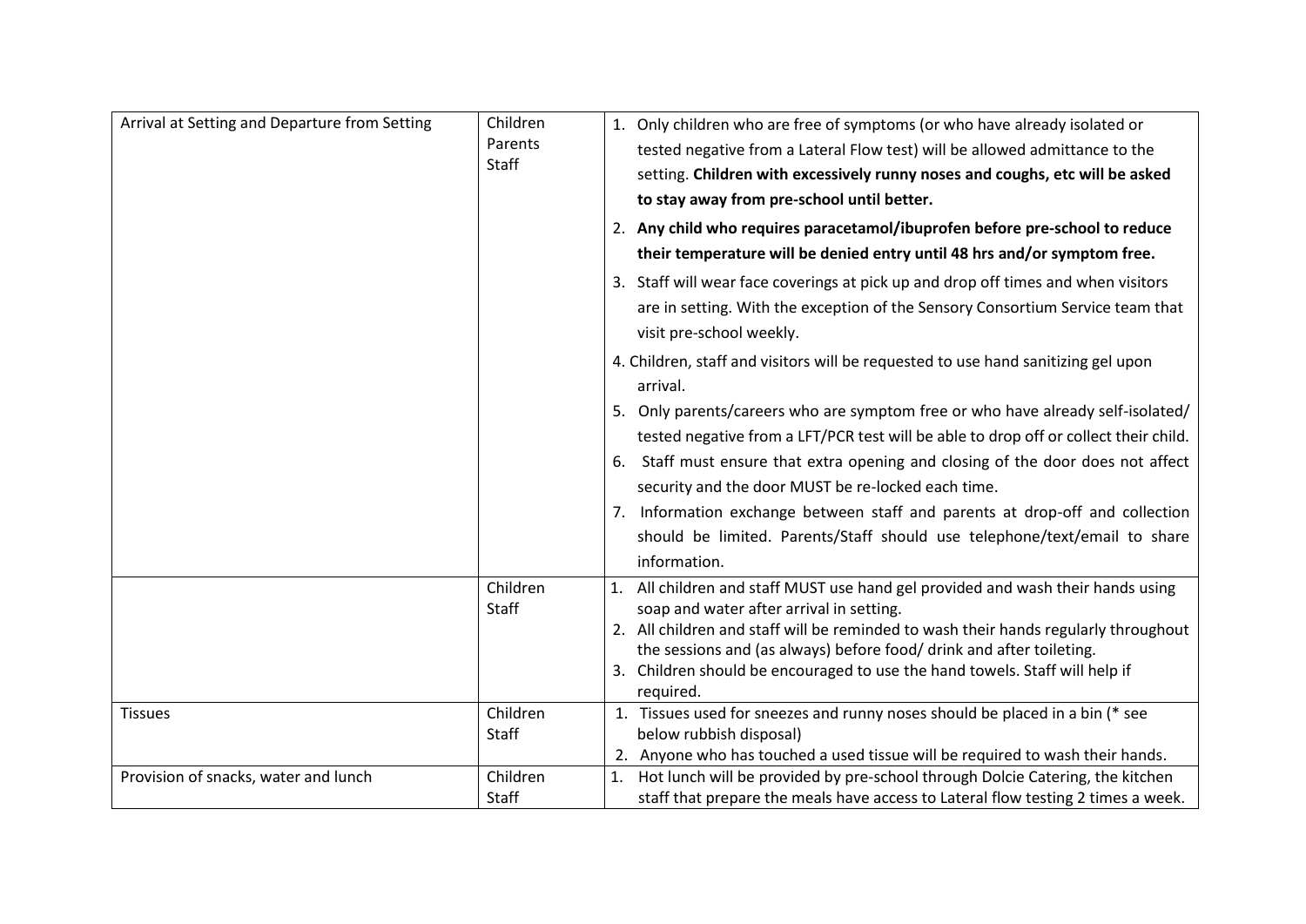| | | |
|---|---|---|
| Arrival at Setting and Departure from Setting | Children<br>Parents<br>Staff | 1. Only children who are free of symptoms (or who have already isolated or tested negative from a Lateral Flow test) will be allowed admittance to the setting. **Children with excessively runny noses and coughs, etc will be asked to stay away from pre-school until better.**<br>2. **Any child who requires paracetamol/ibuprofen before pre-school to reduce their temperature will be denied entry until 48 hrs and/or symptom free.**<br>3. Staff will wear face coverings at pick up and drop off times and when visitors are in setting. With the exception of the Sensory Consortium Service team that visit pre-school weekly.<br>4. Children, staff and visitors will be requested to use hand sanitizing gel upon arrival.<br>5. Only parents/careers who are symptom free or who have already self-isolated/ tested negative from a LFT/PCR test will be able to drop off or collect their child.<br>6. Staff must ensure that extra opening and closing of the door does not affect security and the door MUST be re-locked each time.<br>7. Information exchange between staff and parents at drop-off and collection should be limited. Parents/Staff should use telephone/text/email to share information. |
| | Children<br>Staff | 1. All children and staff MUST use hand gel provided and wash their hands using soap and water after arrival in setting.<br>2. All children and staff will be reminded to wash their hands regularly throughout the sessions and (as always) before food/ drink and after toileting.<br>3. Children should be encouraged to use the hand towels. Staff will help if required. |
| Tissues | Children<br>Staff | 1. Tissues used for sneezes and runny noses should be placed in a bin (* see below rubbish disposal)<br>2. Anyone who has touched a used tissue will be required to wash their hands. |
| Provision of snacks, water and lunch | Children<br>Staff | 1. Hot lunch will be provided by pre-school through Dolcie Catering, the kitchen staff that prepare the meals have access to Lateral flow testing 2 times a week. |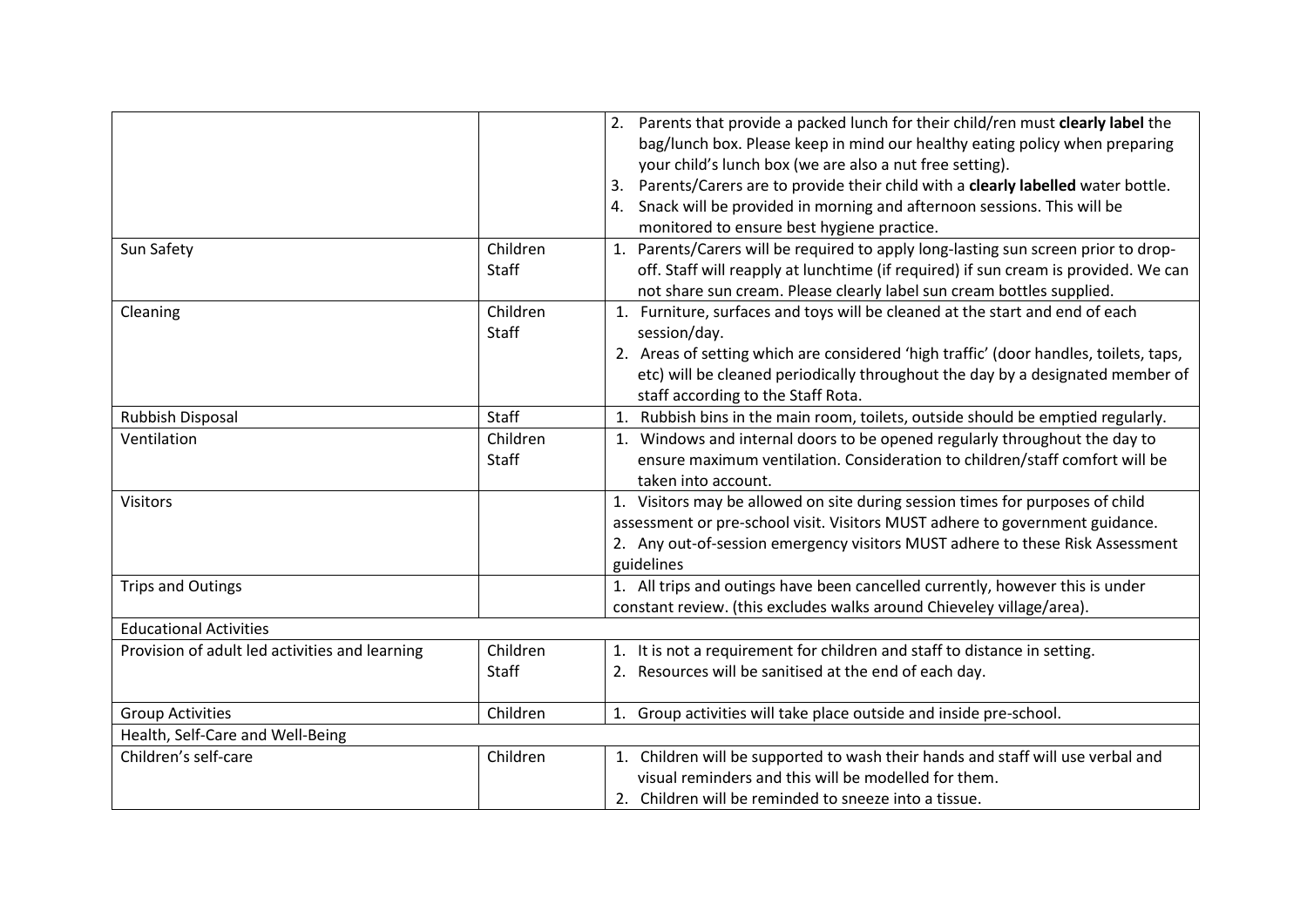| | | |
|---|---|---|
| | | 2. Parents that provide a packed lunch for their child/ren must **clearly label** the bag/lunch box. Please keep in mind our healthy eating policy when preparing your child's lunch box (we are also a nut free setting).<br>3. Parents/Carers are to provide their child with a **clearly labelled** water bottle.<br>4. Snack will be provided in morning and afternoon sessions. This will be monitored to ensure best hygiene practice. |
| Sun Safety | Children<br>Staff | 1. Parents/Carers will be required to apply long-lasting sun screen prior to drop-off. Staff will reapply at lunchtime (if required) if sun cream is provided. We can not share sun cream. Please clearly label sun cream bottles supplied. |
| Cleaning | Children<br>Staff | 1. Furniture, surfaces and toys will be cleaned at the start and end of each session/day.<br>2. Areas of setting which are considered 'high traffic' (door handles, toilets, taps, etc) will be cleaned periodically throughout the day by a designated member of staff according to the Staff Rota. |
| Rubbish Disposal | Staff | 1. Rubbish bins in the main room, toilets, outside should be emptied regularly. |
| Ventilation | Children<br>Staff | 1. Windows and internal doors to be opened regularly throughout the day to ensure maximum ventilation. Consideration to children/staff comfort will be taken into account. |
| Visitors | | 1. Visitors may be allowed on site during session times for purposes of child assessment or pre-school visit. Visitors MUST adhere to government guidance.<br>2. Any out-of-session emergency visitors MUST adhere to these Risk Assessment guidelines |
| Trips and Outings | | 1. All trips and outings have been cancelled currently, however this is under constant review. (this excludes walks around Chieveley village/area). |
| Educational Activities | | |
| Provision of adult led activities and learning | Children<br>Staff | 1. It is not a requirement for children and staff to distance in setting.<br>2. Resources will be sanitised at the end of each day. |
| Group Activities | Children | 1. Group activities will take place outside and inside pre-school. |
| Health, Self-Care and Well-Being | | |
| Children's self-care | Children | 1. Children will be supported to wash their hands and staff will use verbal and visual reminders and this will be modelled for them.<br>2. Children will be reminded to sneeze into a tissue. |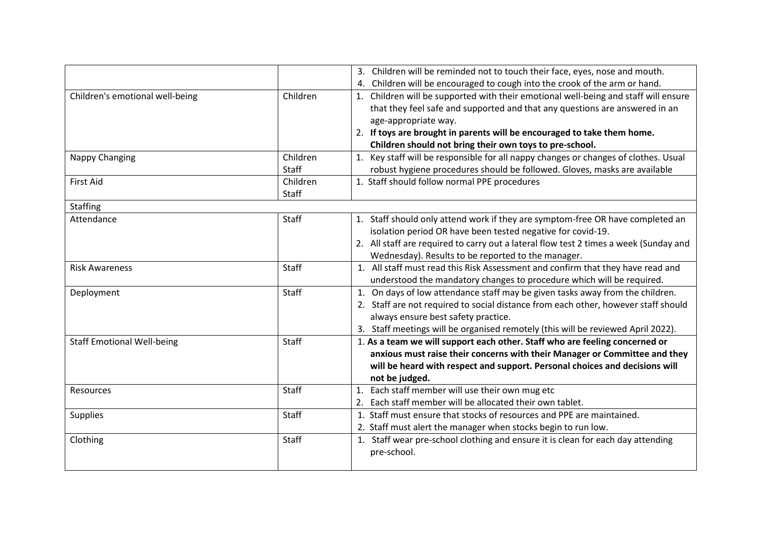| | | |
|---|---|---|
| | | 3. Children will be reminded not to touch their face, eyes, nose and mouth.<br>4. Children will be encouraged to cough into the crook of the arm or hand. |
| Children's emotional well-being | Children | 1. Children will be supported with their emotional well-being and staff will ensure that they feel safe and supported and that any questions are answered in an age-appropriate way.<br>2. **If toys are brought in parents will be encouraged to take them home. Children should not bring their own toys to pre-school.** |
| Nappy Changing | Children<br>Staff | 1. Key staff will be responsible for all nappy changes or changes of clothes. Usual robust hygiene procedures should be followed. Gloves, masks are available |
| First Aid | Children<br>Staff | 1. Staff should follow normal PPE procedures |
| Staffing | | |
| Attendance | Staff | 1. Staff should only attend work if they are symptom-free OR have completed an isolation period OR have been tested negative for covid-19.<br>2. All staff are required to carry out a lateral flow test 2 times a week (Sunday and Wednesday). Results to be reported to the manager. |
| Risk Awareness | Staff | 1. All staff must read this Risk Assessment and confirm that they have read and understood the mandatory changes to procedure which will be required. |
| Deployment | Staff | 1. On days of low attendance staff may be given tasks away from the children.<br>2. Staff are not required to social distance from each other, however staff should always ensure best safety practice.<br>3. Staff meetings will be organised remotely (this will be reviewed April 2022). |
| Staff Emotional Well-being | Staff | 1. **As a team we will support each other. Staff who are feeling concerned or anxious must raise their concerns with their Manager or Committee and they will be heard with respect and support. Personal choices and decisions will not be judged.** |
| Resources | Staff | 1. Each staff member will use their own mug etc<br>2. Each staff member will be allocated their own tablet. |
| Supplies | Staff | 1. Staff must ensure that stocks of resources and PPE are maintained.<br>2. Staff must alert the manager when stocks begin to run low. |
| Clothing | Staff | 1. Staff wear pre-school clothing and ensure it is clean for each day attending pre-school. |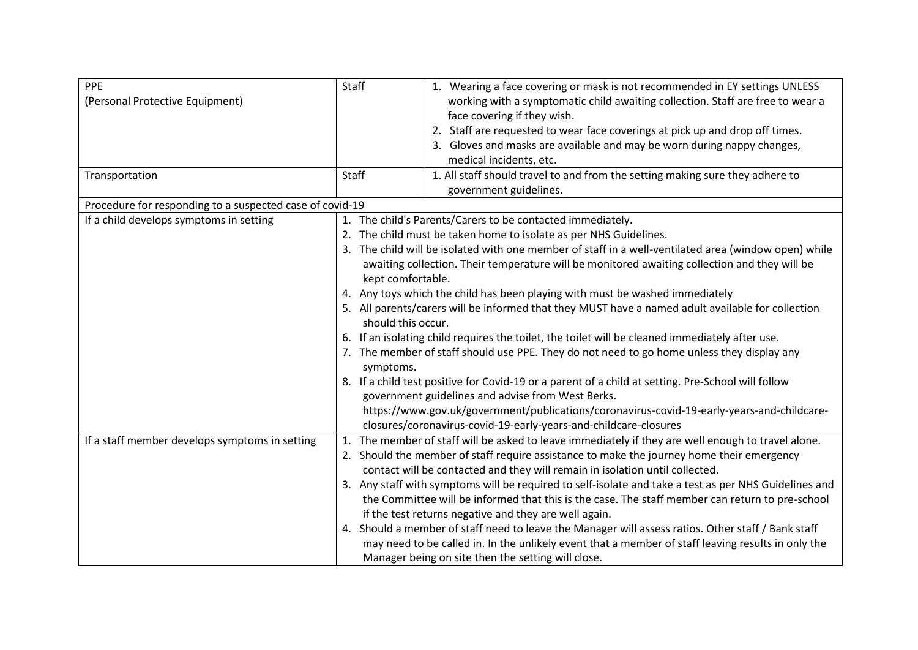| PPE (Personal Protective Equipment) | Staff | 1. Wearing a face covering or mask is not recommended in EY settings UNLESS working with a symptomatic child awaiting collection. Staff are free to wear a face covering if they wish.<br>2. Staff are requested to wear face coverings at pick up and drop off times.<br>3. Gloves and masks are available and may be worn during nappy changes, medical incidents, etc. |
|---|---|---|
| Transportation | Staff | 1. All staff should travel to and from the setting making sure they adhere to government guidelines. |
| Procedure for responding to a suspected case of covid-19 | | |
| If a child develops symptoms in setting | 1. The child's Parents/Carers to be contacted immediately.<br>2. The child must be taken home to isolate as per NHS Guidelines.<br>3. The child will be isolated with one member of staff in a well-ventilated area (window open) while awaiting collection. Their temperature will be monitored awaiting collection and they will be kept comfortable.<br>4. Any toys which the child has been playing with must be washed immediately<br>5. All parents/carers will be informed that they MUST have a named adult available for collection should this occur.<br>6. If an isolating child requires the toilet, the toilet will be cleaned immediately after use.<br>7. The member of staff should use PPE. They do not need to go home unless they display any symptoms.<br>8. If a child test positive for Covid-19 or a parent of a child at setting. Pre-School will follow government guidelines and advise from West Berks. https://www.gov.uk/government/publications/coronavirus-covid-19-early-years-and-childcare-closures/coronavirus-covid-19-early-years-and-childcare-closures | |
| If a staff member develops symptoms in setting | 1. The member of staff will be asked to leave immediately if they are well enough to travel alone.<br>2. Should the member of staff require assistance to make the journey home their emergency contact will be contacted and they will remain in isolation until collected.<br>3. Any staff with symptoms will be required to self-isolate and take a test as per NHS Guidelines and the Committee will be informed that this is the case. The staff member can return to pre-school if the test returns negative and they are well again.<br>4. Should a member of staff need to leave the Manager will assess ratios. Other staff / Bank staff may need to be called in. In the unlikely event that a member of staff leaving results in only the Manager being on site then the setting will close. | |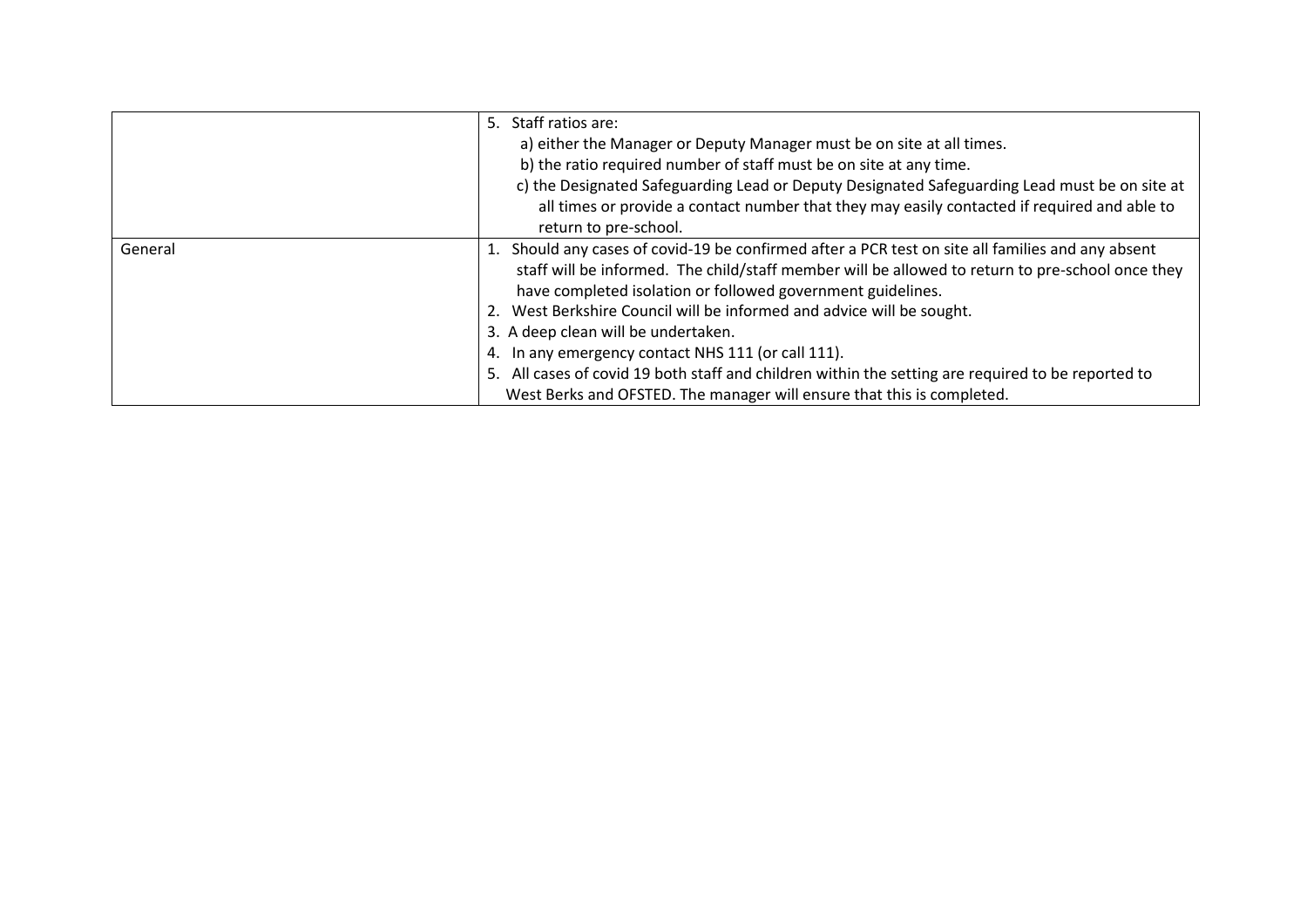| | |
|---|---|
| | 5. Staff ratios are:<br>a) either the Manager or Deputy Manager must be on site at all times.<br>b) the ratio required number of staff must be on site at any time.<br>c) the Designated Safeguarding Lead or Deputy Designated Safeguarding Lead must be on site at all times or provide a contact number that they may easily contacted if required and able to return to pre-school. |
| General | 1. Should any cases of covid-19 be confirmed after a PCR test on site all families and any absent staff will be informed. The child/staff member will be allowed to return to pre-school once they have completed isolation or followed government guidelines.<br>2. West Berkshire Council will be informed and advice will be sought.<br>3. A deep clean will be undertaken.<br>4. In any emergency contact NHS 111 (or call 111).<br>5. All cases of covid 19 both staff and children within the setting are required to be reported to West Berks and OFSTED. The manager will ensure that this is completed. |